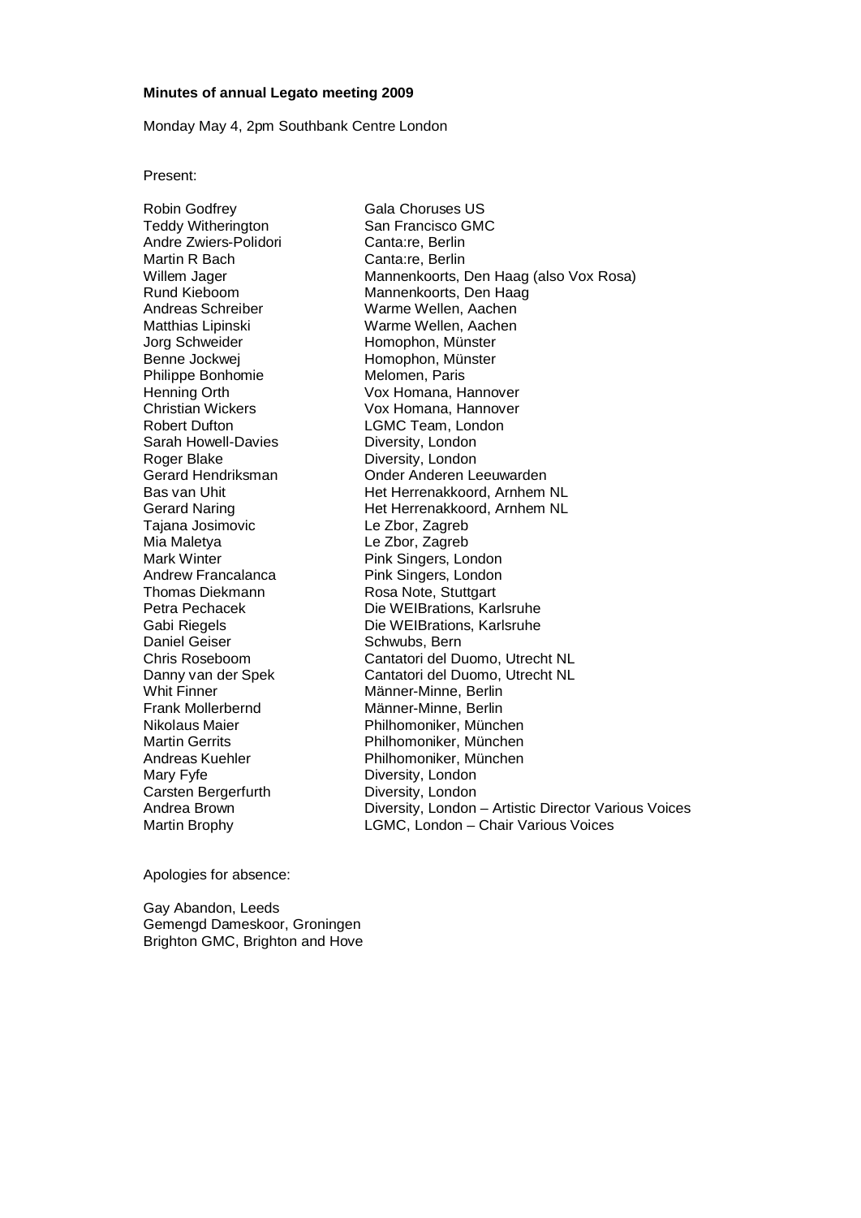**Minutes of annual Legato meeting 2009**

Monday May 4, 2pm Southbank Centre London

Present:

| | |
|---|---|
| Robin Godfrey | Gala Choruses US |
| Teddy Witherington | San Francisco GMC |
| Andre Zwiers-Polidori | Canta:re, Berlin |
| Martin R Bach | Canta:re, Berlin |
| Willem Jager | Mannenkoorts, Den Haag (also Vox Rosa) |
| Rund Kieboom | Mannenkoorts, Den Haag |
| Andreas Schreiber | Warme Wellen, Aachen |
| Matthias Lipinski | Warme Wellen, Aachen |
| Jorg Schweider | Homophon, Münster |
| Benne Jockwej | Homophon, Münster |
| Philippe Bonhomie | Melomen, Paris |
| Henning Orth | Vox Homana, Hannover |
| Christian Wickers | Vox Homana, Hannover |
| Robert Dufton | LGMC Team, London |
| Sarah Howell-Davies | Diversity, London |
| Roger Blake | Diversity, London |
| Gerard Hendriksman | Onder Anderen Leeuwarden |
| Bas van Uhit | Het Herrenakkoord, Arnhem NL |
| Gerard Naring | Het Herrenakkoord, Arnhem NL |
| Tajana Josimovic | Le Zbor, Zagreb |
| Mia Maletya | Le Zbor, Zagreb |
| Mark Winter | Pink Singers, London |
| Andrew Francalanca | Pink Singers, London |
| Thomas Diekmann | Rosa Note, Stuttgart |
| Petra Pechacek | Die WEIBrations, Karlsruhe |
| Gabi Riegels | Die WEIBrations, Karlsruhe |
| Daniel Geiser | Schwubs, Bern |
| Chris Roseboom | Cantatori del Duomo, Utrecht NL |
| Danny van der Spek | Cantatori del Duomo, Utrecht NL |
| Whit Finner | Männer-Minne, Berlin |
| Frank Mollerbernd | Männer-Minne, Berlin |
| Nikolaus Maier | Philhomoniker, München |
| Martin Gerrits | Philhomoniker, München |
| Andreas Kuehler | Philhomoniker, München |
| Mary Fyfe | Diversity, London |
| Carsten Bergerfurth | Diversity, London |
| Andrea Brown | Diversity, London – Artistic Director Various Voices |
| Martin Brophy | LGMC, London – Chair Various Voices |

Apologies for absence:

Gay Abandon, Leeds
Gemengd Dameskoor, Groningen
Brighton GMC, Brighton and Hove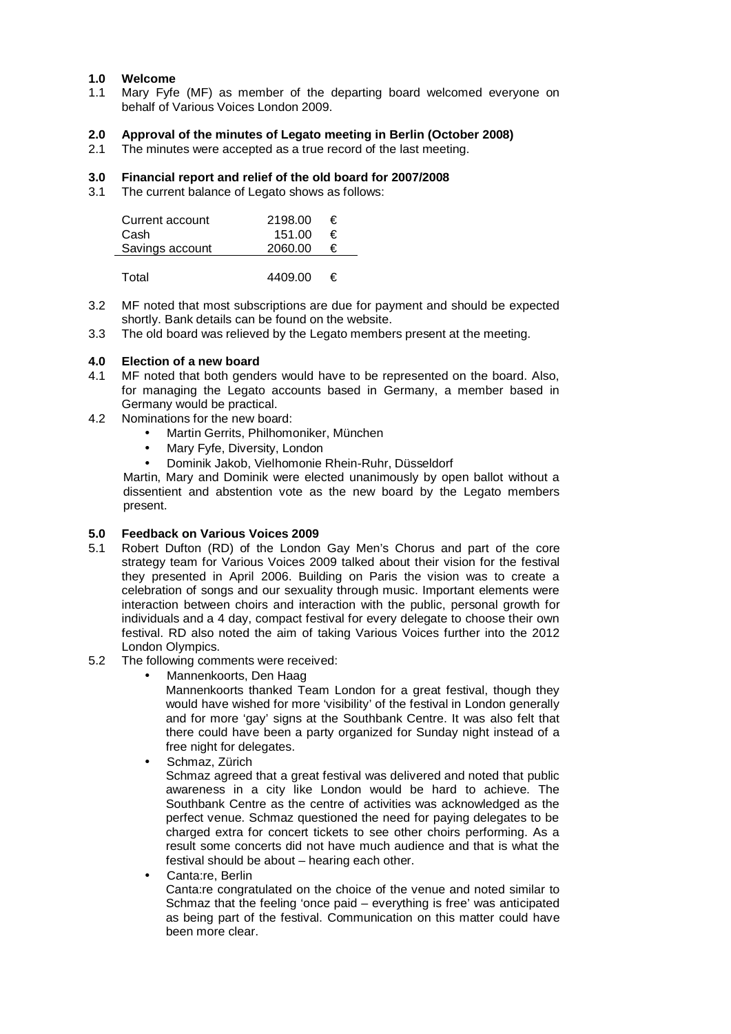## 1.0 Welcome

1.1 Mary Fyfe (MF) as member of the departing board welcomed everyone on behalf of Various Voices London 2009.

## 2.0 Approval of the minutes of Legato meeting in Berlin (October 2008)

2.1 The minutes were accepted as a true record of the last meeting.

## 3.0 Financial report and relief of the old board for 2007/2008

3.1 The current balance of Legato shows as follows:

| | | |
|---|---|---|
| Current account | 2198.00 | € |
| Cash | 151.00 | € |
| Savings account | 2060.00 | € |
| Total | 4409.00 | € |

3.2 MF noted that most subscriptions are due for payment and should be expected shortly. Bank details can be found on the website.

3.3 The old board was relieved by the Legato members present at the meeting.

## 4.0 Election of a new board

4.1 MF noted that both genders would have to be represented on the board. Also, for managing the Legato accounts based in Germany, a member based in Germany would be practical.

4.2 Nominations for the new board:

- Martin Gerrits, Philhomoniker, München
- Mary Fyfe, Diversity, London
- Dominik Jakob, Vielhomonie Rhein-Ruhr, Düsseldorf

Martin, Mary and Dominik were elected unanimously by open ballot without a dissentient and abstention vote as the new board by the Legato members present.

## 5.0 Feedback on Various Voices 2009

5.1 Robert Dufton (RD) of the London Gay Men's Chorus and part of the core strategy team for Various Voices 2009 talked about their vision for the festival they presented in April 2006. Building on Paris the vision was to create a celebration of songs and our sexuality through music. Important elements were interaction between choirs and interaction with the public, personal growth for individuals and a 4 day, compact festival for every delegate to choose their own festival. RD also noted the aim of taking Various Voices further into the 2012 London Olympics.

5.2 The following comments were received:

- Mannenkoorts, Den Haag
  Mannenkoorts thanked Team London for a great festival, though they would have wished for more 'visibility' of the festival in London generally and for more 'gay' signs at the Southbank Centre. It was also felt that there could have been a party organized for Sunday night instead of a free night for delegates.
- Schmaz, Zürich
  Schmaz agreed that a great festival was delivered and noted that public awareness in a city like London would be hard to achieve. The Southbank Centre as the centre of activities was acknowledged as the perfect venue. Schmaz questioned the need for paying delegates to be charged extra for concert tickets to see other choirs performing. As a result some concerts did not have much audience and that is what the festival should be about – hearing each other.
- Canta:re, Berlin
  Canta:re congratulated on the choice of the venue and noted similar to Schmaz that the feeling 'once paid – everything is free' was anticipated as being part of the festival. Communication on this matter could have been more clear.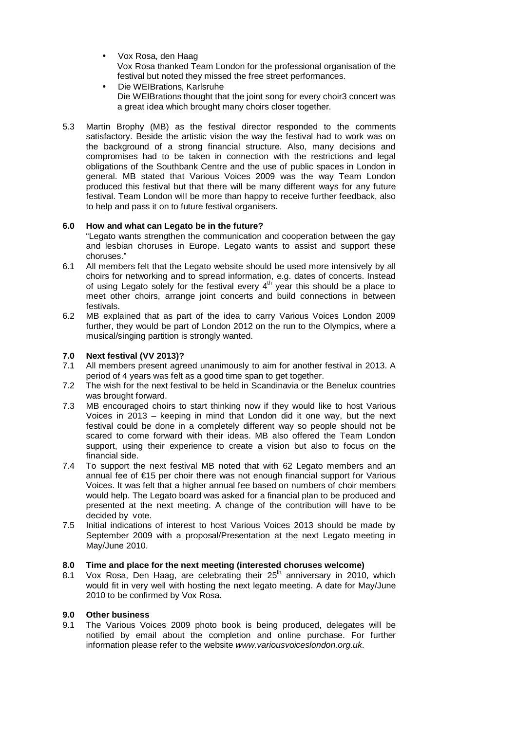- Vox Rosa, den Haag
  Vox Rosa thanked Team London for the professional organisation of the festival but noted they missed the free street performances.
- Die WEIBrations, Karlsruhe
  Die WEIBrations thought that the joint song for every choir3 concert was a great idea which brought many choirs closer together.

5.3 Martin Brophy (MB) as the festival director responded to the comments satisfactory. Beside the artistic vision the way the festival had to work was on the background of a strong financial structure. Also, many decisions and compromises had to be taken in connection with the restrictions and legal obligations of the Southbank Centre and the use of public spaces in London in general. MB stated that Various Voices 2009 was the way Team London produced this festival but that there will be many different ways for any future festival. Team London will be more than happy to receive further feedback, also to help and pass it on to future festival organisers.

### 6.0 How and what can Legato be in the future?

"Legato wants strengthen the communication and cooperation between the gay and lesbian choruses in Europe. Legato wants to assist and support these choruses."

6.1 All members felt that the Legato website should be used more intensively by all choirs for networking and to spread information, e.g. dates of concerts. Instead of using Legato solely for the festival every 4th year this should be a place to meet other choirs, arrange joint concerts and build connections in between festivals.

6.2 MB explained that as part of the idea to carry Various Voices London 2009 further, they would be part of London 2012 on the run to the Olympics, where a musical/singing partition is strongly wanted.

### 7.0 Next festival (VV 2013)?

7.1 All members present agreed unanimously to aim for another festival in 2013. A period of 4 years was felt as a good time span to get together.

7.2 The wish for the next festival to be held in Scandinavia or the Benelux countries was brought forward.

7.3 MB encouraged choirs to start thinking now if they would like to host Various Voices in 2013 – keeping in mind that London did it one way, but the next festival could be done in a completely different way so people should not be scared to come forward with their ideas. MB also offered the Team London support, using their experience to create a vision but also to focus on the financial side.

7.4 To support the next festival MB noted that with 62 Legato members and an annual fee of €15 per choir there was not enough financial support for Various Voices. It was felt that a higher annual fee based on numbers of choir members would help. The Legato board was asked for a financial plan to be produced and presented at the next meeting. A change of the contribution will have to be decided by vote.

7.5 Initial indications of interest to host Various Voices 2013 should be made by September 2009 with a proposal/Presentation at the next Legato meeting in May/June 2010.

### 8.0 Time and place for the next meeting (interested choruses welcome)

8.1 Vox Rosa, Den Haag, are celebrating their 25th anniversary in 2010, which would fit in very well with hosting the next legato meeting. A date for May/June 2010 to be confirmed by Vox Rosa.

### 9.0 Other business

9.1 The Various Voices 2009 photo book is being produced, delegates will be notified by email about the completion and online purchase. For further information please refer to the website *www.variousvoiceslondon.org.uk*.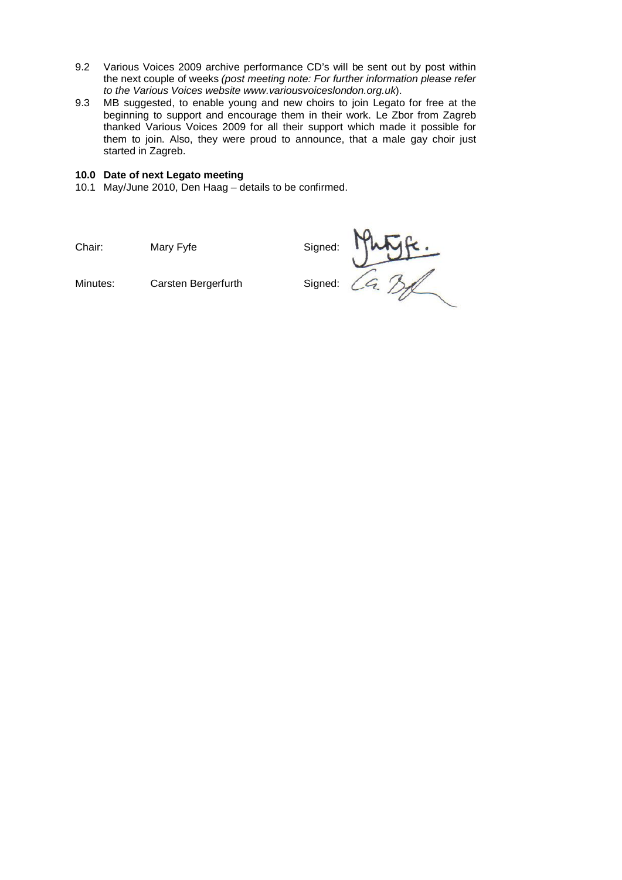9.2 Various Voices 2009 archive performance CD's will be sent out by post within the next couple of weeks *(post meeting note: For further information please refer to the Various Voices website www.variousvoiceslondon.org.uk*).

9.3 MB suggested, to enable young and new choirs to join Legato for free at the beginning to support and encourage them in their work. Le Zbor from Zagreb thanked Various Voices 2009 for all their support which made it possible for them to join. Also, they were proud to announce, that a male gay choir just started in Zagreb.

**10.0 Date of next Legato meeting**

10.1 May/June 2010, Den Haag – details to be confirmed.

| | | | |
|---|---|---|---|
| Chair: | Mary Fyfe | Signed: | MFyfe. |
| Minutes: | Carsten Bergerfurth | Signed: | Ca Bf |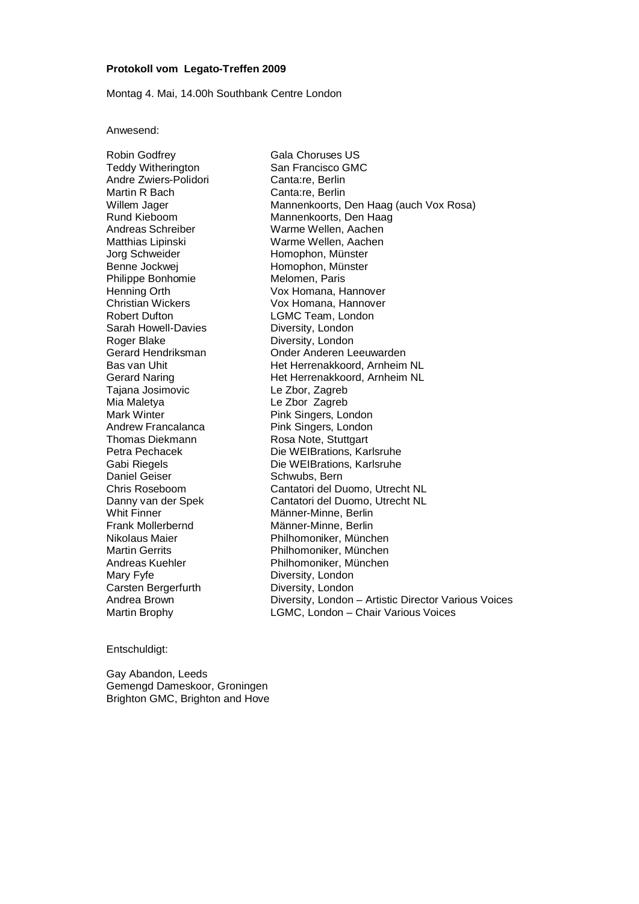**Protokoll vom Legato-Treffen 2009**

Montag 4. Mai, 14.00h Southbank Centre London

Anwesend:

| | |
|---|---|
| Robin Godfrey | Gala Choruses US |
| Teddy Witherington | San Francisco GMC |
| Andre Zwiers-Polidori | Canta:re, Berlin |
| Martin R Bach | Canta:re, Berlin |
| Willem Jager | Mannenkoorts, Den Haag (auch Vox Rosa) |
| Rund Kieboom | Mannenkoorts, Den Haag |
| Andreas Schreiber | Warme Wellen, Aachen |
| Matthias Lipinski | Warme Wellen, Aachen |
| Jorg Schweider | Homophon, Münster |
| Benne Jockwej | Homophon, Münster |
| Philippe Bonhomie | Melomen, Paris |
| Henning Orth | Vox Homana, Hannover |
| Christian Wickers | Vox Homana, Hannover |
| Robert Dufton | LGMC Team, London |
| Sarah Howell-Davies | Diversity, London |
| Roger Blake | Diversity, London |
| Gerard Hendriksman | Onder Anderen Leeuwarden |
| Bas van Uhit | Het Herrenakkoord, Arnheim NL |
| Gerard Naring | Het Herrenakkoord, Arnheim NL |
| Tajana Josimovic | Le Zbor, Zagreb |
| Mia Maletya | Le Zbor Zagreb |
| Mark Winter | Pink Singers, London |
| Andrew Francalanca | Pink Singers, London |
| Thomas Diekmann | Rosa Note, Stuttgart |
| Petra Pechacek | Die WEIBrations, Karlsruhe |
| Gabi Riegels | Die WEIBrations, Karlsruhe |
| Daniel Geiser | Schwubs, Bern |
| Chris Roseboom | Cantatori del Duomo, Utrecht NL |
| Danny van der Spek | Cantatori del Duomo, Utrecht NL |
| Whit Finner | Männer-Minne, Berlin |
| Frank Mollerbernd | Männer-Minne, Berlin |
| Nikolaus Maier | Philhomoniker, München |
| Martin Gerrits | Philhomoniker, München |
| Andreas Kuehler | Philhomoniker, München |
| Mary Fyfe | Diversity, London |
| Carsten Bergerfurth | Diversity, London |
| Andrea Brown | Diversity, London – Artistic Director Various Voices |
| Martin Brophy | LGMC, London – Chair Various Voices |

Entschuldigt:

Gay Abandon, Leeds
Gemengd Dameskoor, Groningen
Brighton GMC, Brighton and Hove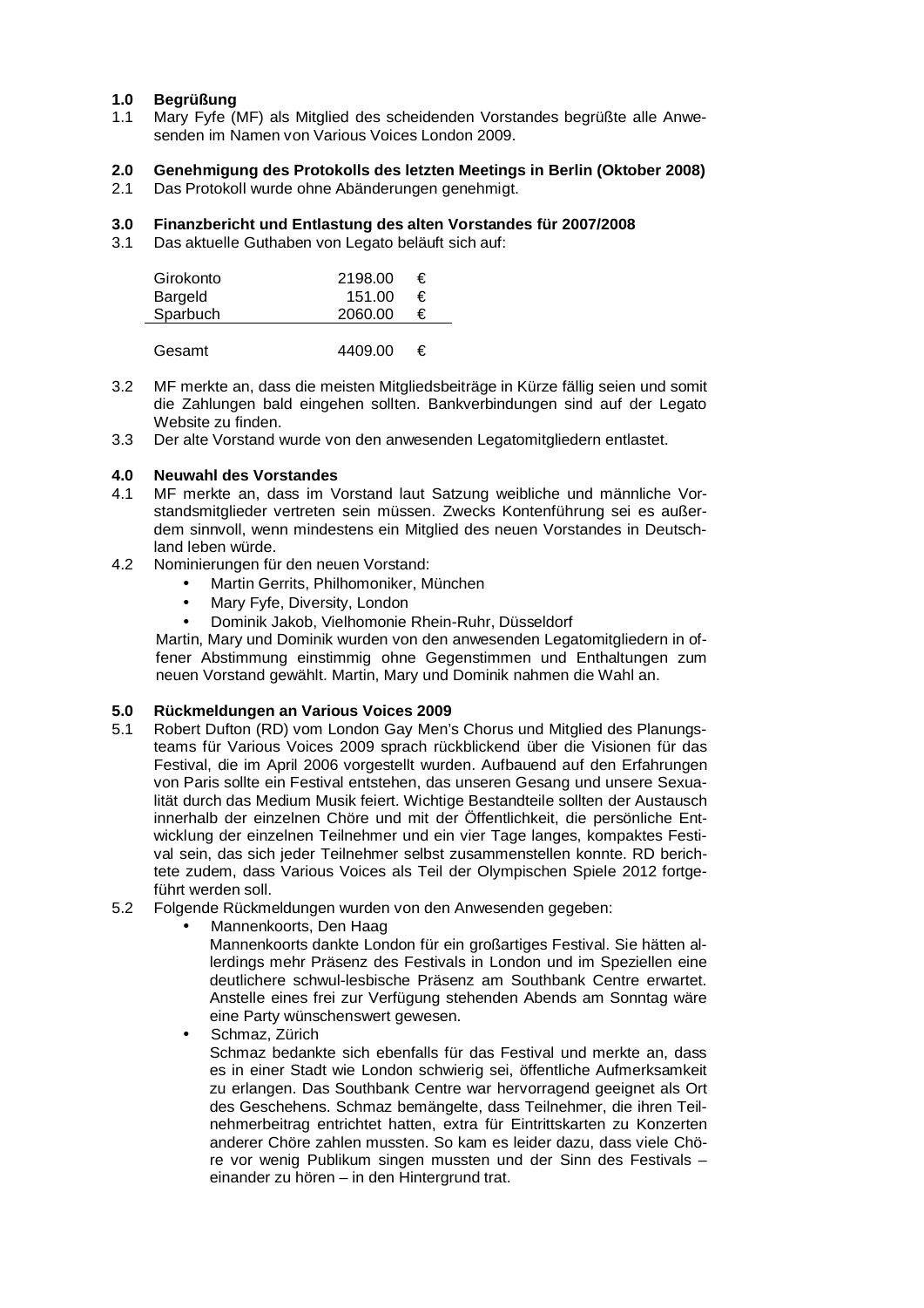**1.0 Begrüßung**

1.1 Mary Fyfe (MF) als Mitglied des scheidenden Vorstandes begrüßte alle Anwesenden im Namen von Various Voices London 2009.

**2.0 Genehmigung des Protokolls des letzten Meetings in Berlin (Oktober 2008)**

2.1 Das Protokoll wurde ohne Abänderungen genehmigt.

**3.0 Finanzbericht und Entlastung des alten Vorstandes für 2007/2008**

3.1 Das aktuelle Guthaben von Legato beläuft sich auf:

| | | |
|---|---|---|
| Girokonto | 2198.00 | € |
| Bargeld | 151.00 | € |
| Sparbuch | 2060.00 | € |
| Gesamt | 4409.00 | € |

3.2 MF merkte an, dass die meisten Mitgliedsbeiträge in Kürze fällig seien und somit die Zahlungen bald eingehen sollten. Bankverbindungen sind auf der Legato Website zu finden.

3.3 Der alte Vorstand wurde von den anwesenden Legatomitgliedern entlastet.

**4.0 Neuwahl des Vorstandes**

4.1 MF merkte an, dass im Vorstand laut Satzung weibliche und männliche Vorstandsmitglieder vertreten sein müssen. Zwecks Kontenführung sei es außerdem sinnvoll, wenn mindestens ein Mitglied des neuen Vorstandes in Deutschland leben würde.

4.2 Nominierungen für den neuen Vorstand:

- Martin Gerrits, Philhomoniker, München
- Mary Fyfe, Diversity, London
- Dominik Jakob, Vielhomonie Rhein-Ruhr, Düsseldorf

Martin, Mary und Dominik wurden von den anwesenden Legatomitgliedern in offener Abstimmung einstimmig ohne Gegenstimmen und Enthaltungen zum neuen Vorstand gewählt. Martin, Mary und Dominik nahmen die Wahl an.

**5.0 Rückmeldungen an Various Voices 2009**

5.1 Robert Dufton (RD) vom London Gay Men's Chorus und Mitglied des Planungsteams für Various Voices 2009 sprach rückblickend über die Visionen für das Festival, die im April 2006 vorgestellt wurden. Aufbauend auf den Erfahrungen von Paris sollte ein Festival entstehen, das unseren Gesang und unsere Sexualität durch das Medium Musik feiert. Wichtige Bestandteile sollten der Austausch innerhalb der einzelnen Chöre und mit der Öffentlichkeit, die persönliche Entwicklung der einzelnen Teilnehmer und ein vier Tage langes, kompaktes Festival sein, das sich jeder Teilnehmer selbst zusammenstellen konnte. RD berichtete zudem, dass Various Voices als Teil der Olympischen Spiele 2012 fortgeführt werden soll.

5.2 Folgende Rückmeldungen wurden von den Anwesenden gegeben:

- Mannenkoorts, Den Haag
  Mannenkoorts dankte London für ein großartiges Festival. Sie hätten allerdings mehr Präsenz des Festivals in London und im Speziellen eine deutlichere schwul-lesbische Präsenz am Southbank Centre erwartet. Anstelle eines frei zur Verfügung stehenden Abends am Sonntag wäre eine Party wünschenswert gewesen.
- Schmaz, Zürich
  Schmaz bedankte sich ebenfalls für das Festival und merkte an, dass es in einer Stadt wie London schwierig sei, öffentliche Aufmerksamkeit zu erlangen. Das Southbank Centre war hervorragend geeignet als Ort des Geschehens. Schmaz bemängelte, dass Teilnehmer, die ihren Teilnehmerbeitrag entrichtet hatten, extra für Eintrittskarten zu Konzerten anderer Chöre zahlen mussten. So kam es leider dazu, dass viele Chöre vor wenig Publikum singen mussten und der Sinn des Festivals – einander zu hören – in den Hintergrund trat.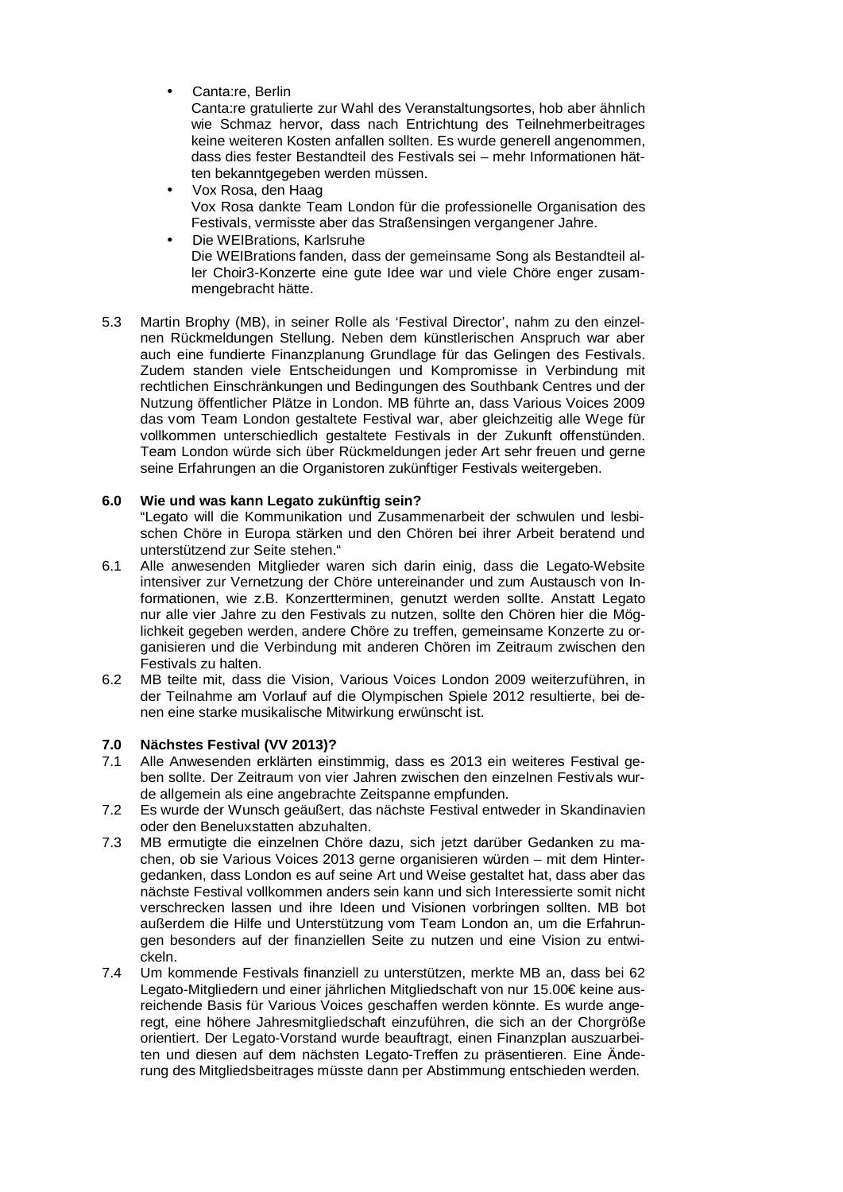- Canta:re, Berlin
  Canta:re gratulierte zur Wahl des Veranstaltungsortes, hob aber ähnlich wie Schmaz hervor, dass nach Entrichtung des Teilnehmerbeitrages keine weiteren Kosten anfallen sollten. Es wurde generell angenommen, dass dies fester Bestandteil des Festivals sei – mehr Informationen hätten bekanntgegeben werden müssen.
- Vox Rosa, den Haag
  Vox Rosa dankte Team London für die professionelle Organisation des Festivals, vermisste aber das Straßensingen vergangener Jahre.
- Die WEIBrations, Karlsruhe
  Die WEIBrations fanden, dass der gemeinsame Song als Bestandteil aller Choir3-Konzerte eine gute Idee war und viele Chöre enger zusammengebracht hätte.

5.3 Martin Brophy (MB), in seiner Rolle als 'Festival Director', nahm zu den einzelnen Rückmeldungen Stellung. Neben dem künstlerischen Anspruch war aber auch eine fundierte Finanzplanung Grundlage für das Gelingen des Festivals. Zudem standen viele Entscheidungen und Kompromisse in Verbindung mit rechtlichen Einschränkungen und Bedingungen des Southbank Centres und der Nutzung öffentlicher Plätze in London. MB führte an, dass Various Voices 2009 das vom Team London gestaltete Festival war, aber gleichzeitig alle Wege für vollkommen unterschiedlich gestaltete Festivals in der Zukunft offenstünden. Team London würde sich über Rückmeldungen jeder Art sehr freuen und gerne seine Erfahrungen an die Organistoren zukünftiger Festivals weitergeben.

**6.0 Wie und was kann Legato zukünftig sein?**

"Legato will die Kommunikation und Zusammenarbeit der schwulen und lesbischen Chöre in Europa stärken und den Chören bei ihrer Arbeit beratend und unterstützend zur Seite stehen."

6.1 Alle anwesenden Mitglieder waren sich darin einig, dass die Legato-Website intensiver zur Vernetzung der Chöre untereinander und zum Austausch von Informationen, wie z.B. Konzertterminen, genutzt werden sollte. Anstatt Legato nur alle vier Jahre zu den Festivals zu nutzen, sollte den Chören hier die Möglichkeit gegeben werden, andere Chöre zu treffen, gemeinsame Konzerte zu organisieren und die Verbindung mit anderen Chören im Zeitraum zwischen den Festivals zu halten.

6.2 MB teilte mit, dass die Vision, Various Voices London 2009 weiterzuführen, in der Teilnahme am Vorlauf auf die Olympischen Spiele 2012 resultierte, bei denen eine starke musikalische Mitwirkung erwünscht ist.

**7.0 Nächstes Festival (VV 2013)?**

7.1 Alle Anwesenden erklärten einstimmig, dass es 2013 ein weiteres Festival geben sollte. Der Zeitraum von vier Jahren zwischen den einzelnen Festivals wurde allgemein als eine angebrachte Zeitspanne empfunden.

7.2 Es wurde der Wunsch geäußert, das nächste Festival entweder in Skandinavien oder den Beneluxstatten abzuhalten.

7.3 MB ermutigte die einzelnen Chöre dazu, sich jetzt darüber Gedanken zu machen, ob sie Various Voices 2013 gerne organisieren würden – mit dem Hintergedanken, dass London es auf seine Art und Weise gestaltet hat, dass aber das nächste Festival vollkommen anders sein kann und sich Interessierte somit nicht verschrecken lassen und ihre Ideen und Visionen vorbringen sollten. MB bot außerdem die Hilfe und Unterstützung vom Team London an, um die Erfahrungen besonders auf der finanziellen Seite zu nutzen und eine Vision zu entwickeln.

7.4 Um kommende Festivals finanziell zu unterstützen, merkte MB an, dass bei 62 Legato-Mitgliedern und einer jährlichen Mitgliedschaft von nur 15.00€ keine ausreichende Basis für Various Voices geschaffen werden könnte. Es wurde angeregt, eine höhere Jahresmitgliedschaft einzuführen, die sich an der Chorgröße orientiert. Der Legato-Vorstand wurde beauftragt, einen Finanzplan auszuarbeiten und diesen auf dem nächsten Legato-Treffen zu präsentieren. Eine Änderung des Mitgliedsbeitrages müsste dann per Abstimmung entschieden werden.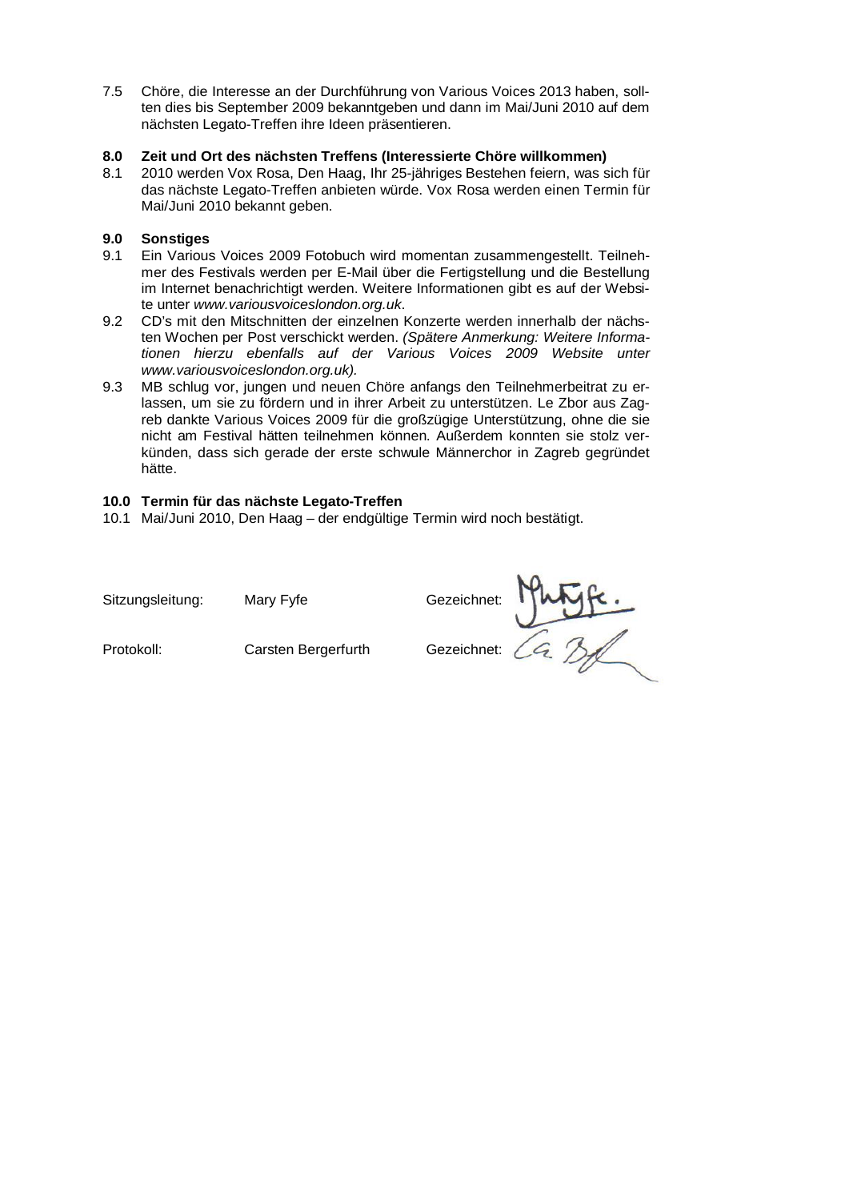7.5 Chöre, die Interesse an der Durchführung von Various Voices 2013 haben, sollten dies bis September 2009 bekanntgeben und dann im Mai/Juni 2010 auf dem nächsten Legato-Treffen ihre Ideen präsentieren.

**8.0 Zeit und Ort des nächsten Treffens (Interessierte Chöre willkommen)**

8.1 2010 werden Vox Rosa, Den Haag, Ihr 25-jähriges Bestehen feiern, was sich für das nächste Legato-Treffen anbieten würde. Vox Rosa werden einen Termin für Mai/Juni 2010 bekannt geben.

**9.0 Sonstiges**

9.1 Ein Various Voices 2009 Fotobuch wird momentan zusammengestellt. Teilnehmer des Festivals werden per E-Mail über die Fertigstellung und die Bestellung im Internet benachrichtigt werden. Weitere Informationen gibt es auf der Website unter *www.variousvoiceslondon.org.uk*.

9.2 CD's mit den Mitschnitten der einzelnen Konzerte werden innerhalb der nächsten Wochen per Post verschickt werden. *(Spätere Anmerkung: Weitere Informationen hierzu ebenfalls auf der Various Voices 2009 Website unter www.variousvoiceslondon.org.uk).*

9.3 MB schlug vor, jungen und neuen Chöre anfangs den Teilnehmerbeitrat zu erlassen, um sie zu fördern und in ihrer Arbeit zu unterstützen. Le Zbor aus Zagreb dankte Various Voices 2009 für die großzügige Unterstützung, ohne die sie nicht am Festival hätten teilnehmen können. Außerdem konnten sie stolz verkünden, dass sich gerade der erste schwule Männerchor in Zagreb gegründet hätte.

**10.0 Termin für das nächste Legato-Treffen**

10.1 Mai/Juni 2010, Den Haag – der endgültige Termin wird noch bestätigt.

Sitzungsleitung: Mary Fyfe Gezeichnet:

Protokoll: Carsten Bergerfurth Gezeichnet: